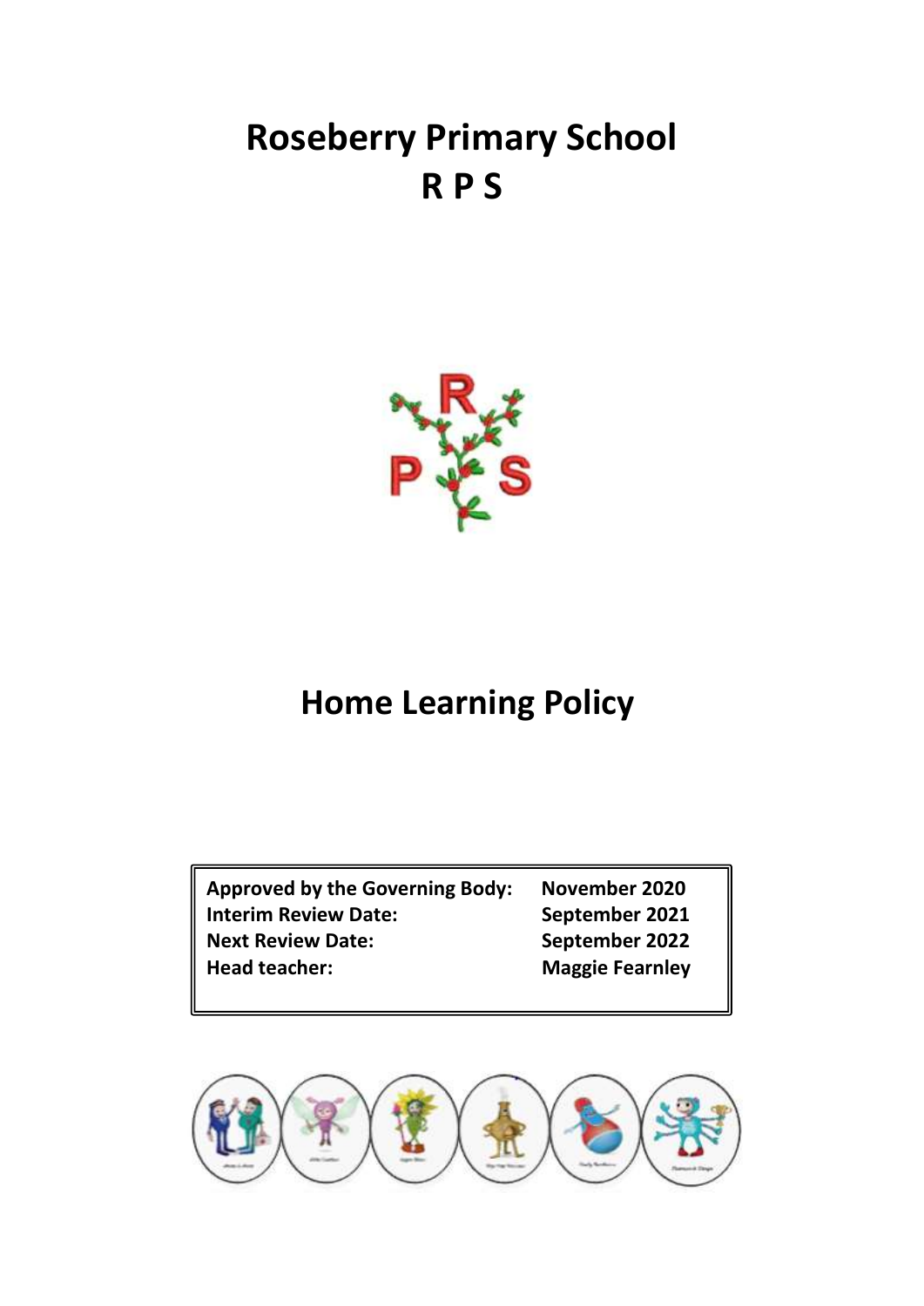# Roseberry Primary School
# R P S

# Home Learning Policy

| | |
|---|---|
| **Approved by the Governing Body:** | **November 2020** |
| **Interim Review Date:** | **September 2021** |
| **Next Review Date:** | **September 2022** |
| **Head teacher:** | **Maggie Fearnley** |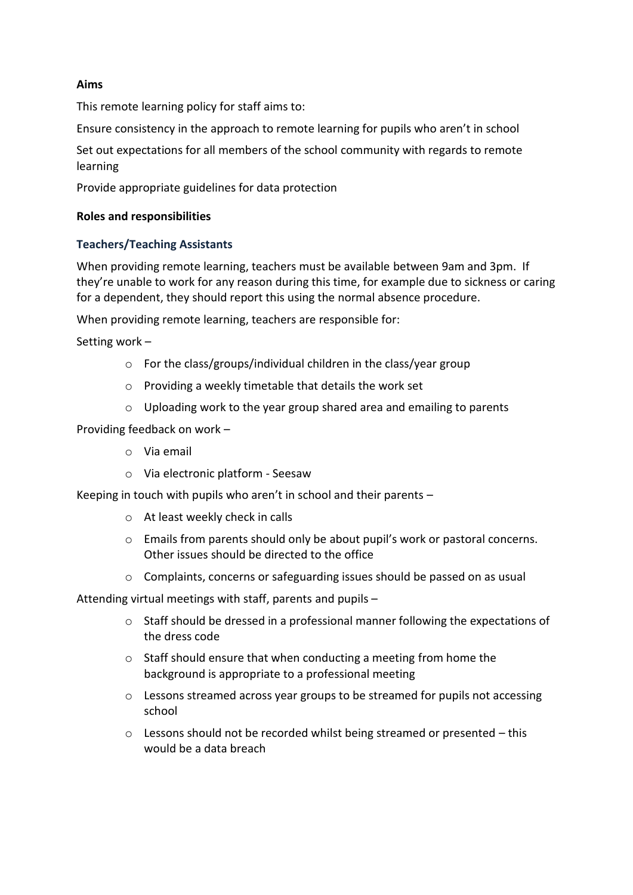**Aims**

This remote learning policy for staff aims to:

Ensure consistency in the approach to remote learning for pupils who aren't in school

Set out expectations for all members of the school community with regards to remote learning

Provide appropriate guidelines for data protection

**Roles and responsibilities**

### Teachers/Teaching Assistants

When providing remote learning, teachers must be available between 9am and 3pm. If they're unable to work for any reason during this time, for example due to sickness or caring for a dependent, they should report this using the normal absence procedure.

When providing remote learning, teachers are responsible for:

Setting work –

- For the class/groups/individual children in the class/year group
- Providing a weekly timetable that details the work set
- Uploading work to the year group shared area and emailing to parents

Providing feedback on work –

- Via email
- Via electronic platform - Seesaw

Keeping in touch with pupils who aren't in school and their parents –

- At least weekly check in calls
- Emails from parents should only be about pupil's work or pastoral concerns. Other issues should be directed to the office
- Complaints, concerns or safeguarding issues should be passed on as usual

Attending virtual meetings with staff, parents and pupils –

- Staff should be dressed in a professional manner following the expectations of the dress code
- Staff should ensure that when conducting a meeting from home the background is appropriate to a professional meeting
- Lessons streamed across year groups to be streamed for pupils not accessing school
- Lessons should not be recorded whilst being streamed or presented – this would be a data breach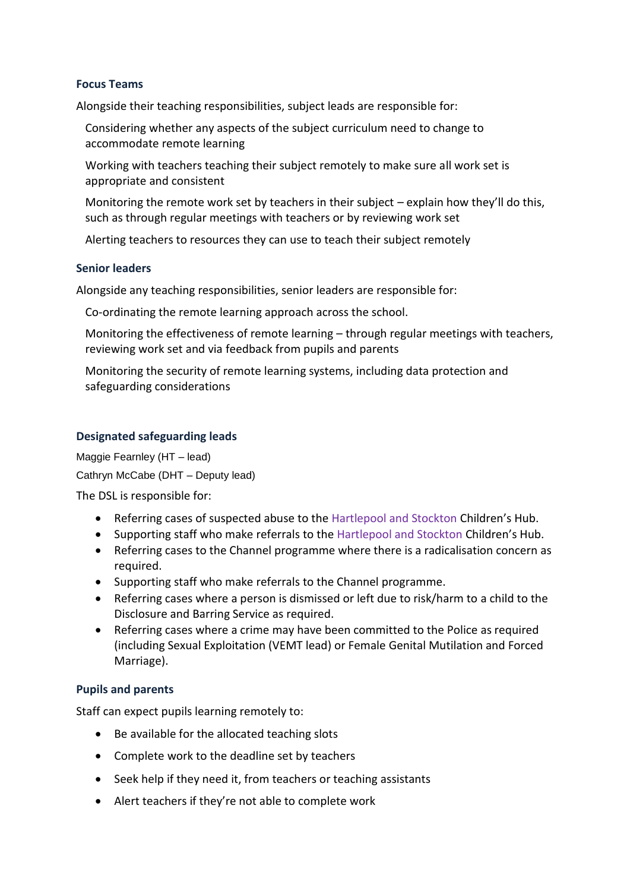### Focus Teams

Alongside their teaching responsibilities, subject leads are responsible for:

Considering whether any aspects of the subject curriculum need to change to accommodate remote learning

Working with teachers teaching their subject remotely to make sure all work set is appropriate and consistent

Monitoring the remote work set by teachers in their subject – explain how they'll do this, such as through regular meetings with teachers or by reviewing work set

Alerting teachers to resources they can use to teach their subject remotely

### Senior leaders

Alongside any teaching responsibilities, senior leaders are responsible for:

Co-ordinating the remote learning approach across the school.

Monitoring the effectiveness of remote learning – through regular meetings with teachers, reviewing work set and via feedback from pupils and parents

Monitoring the security of remote learning systems, including data protection and safeguarding considerations

### Designated safeguarding leads

Maggie Fearnley (HT – lead)

Cathryn McCabe (DHT – Deputy lead)

The DSL is responsible for:

- Referring cases of suspected abuse to the Hartlepool and Stockton Children's Hub.
- Supporting staff who make referrals to the Hartlepool and Stockton Children's Hub.
- Referring cases to the Channel programme where there is a radicalisation concern as required.
- Supporting staff who make referrals to the Channel programme.
- Referring cases where a person is dismissed or left due to risk/harm to a child to the Disclosure and Barring Service as required.
- Referring cases where a crime may have been committed to the Police as required (including Sexual Exploitation (VEMT lead) or Female Genital Mutilation and Forced Marriage).

### Pupils and parents

Staff can expect pupils learning remotely to:

- Be available for the allocated teaching slots
- Complete work to the deadline set by teachers
- Seek help if they need it, from teachers or teaching assistants
- Alert teachers if they're not able to complete work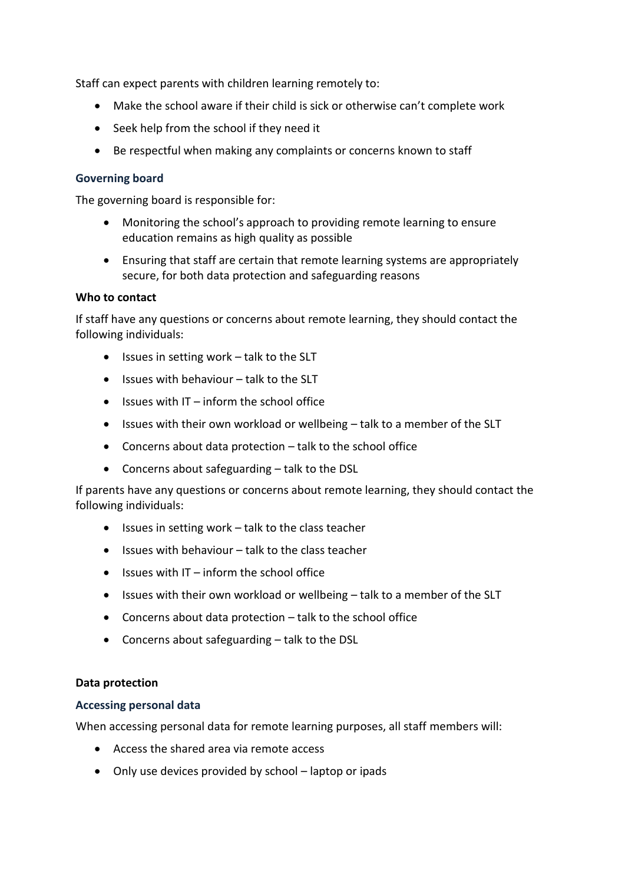Staff can expect parents with children learning remotely to:

- Make the school aware if their child is sick or otherwise can't complete work
- Seek help from the school if they need it
- Be respectful when making any complaints or concerns known to staff

### Governing board

The governing board is responsible for:

- Monitoring the school's approach to providing remote learning to ensure education remains as high quality as possible
- Ensuring that staff are certain that remote learning systems are appropriately secure, for both data protection and safeguarding reasons

**Who to contact**

If staff have any questions or concerns about remote learning, they should contact the following individuals:

- Issues in setting work – talk to the SLT
- Issues with behaviour – talk to the SLT
- Issues with IT – inform the school office
- Issues with their own workload or wellbeing – talk to a member of the SLT
- Concerns about data protection – talk to the school office
- Concerns about safeguarding – talk to the DSL

If parents have any questions or concerns about remote learning, they should contact the following individuals:

- Issues in setting work – talk to the class teacher
- Issues with behaviour – talk to the class teacher
- Issues with IT – inform the school office
- Issues with their own workload or wellbeing – talk to a member of the SLT
- Concerns about data protection – talk to the school office
- Concerns about safeguarding – talk to the DSL

**Data protection**

### Accessing personal data

When accessing personal data for remote learning purposes, all staff members will:

- Access the shared area via remote access
- Only use devices provided by school – laptop or ipads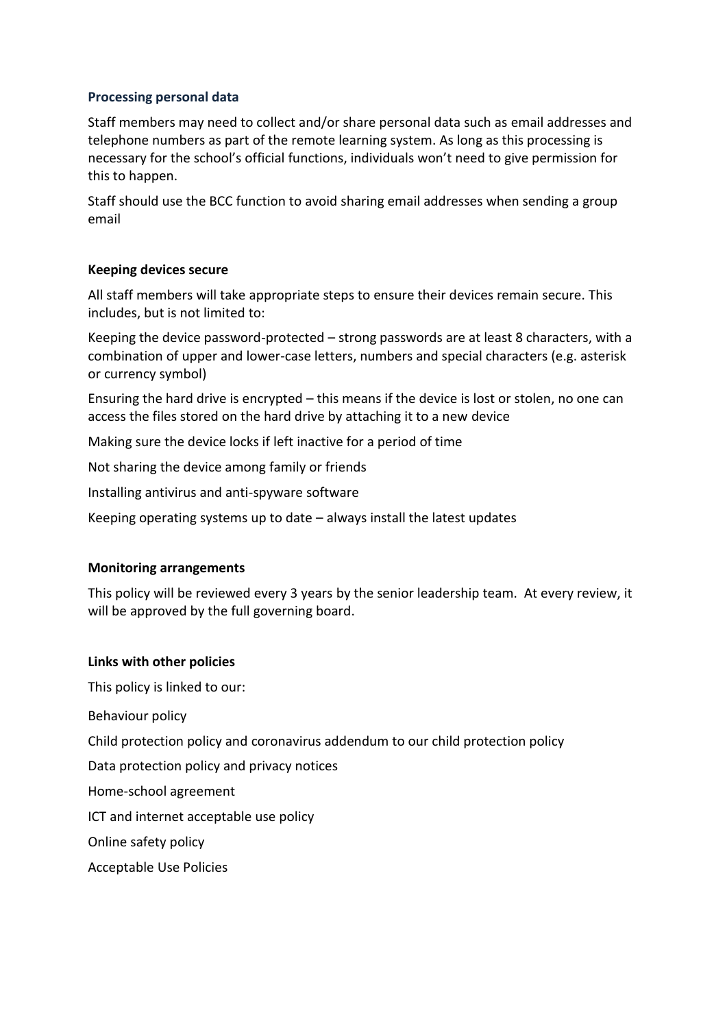### Processing personal data

Staff members may need to collect and/or share personal data such as email addresses and telephone numbers as part of the remote learning system. As long as this processing is necessary for the school's official functions, individuals won't need to give permission for this to happen.

Staff should use the BCC function to avoid sharing email addresses when sending a group email

### Keeping devices secure

All staff members will take appropriate steps to ensure their devices remain secure. This includes, but is not limited to:

Keeping the device password-protected – strong passwords are at least 8 characters, with a combination of upper and lower-case letters, numbers and special characters (e.g. asterisk or currency symbol)

Ensuring the hard drive is encrypted – this means if the device is lost or stolen, no one can access the files stored on the hard drive by attaching it to a new device

Making sure the device locks if left inactive for a period of time

Not sharing the device among family or friends

Installing antivirus and anti-spyware software

Keeping operating systems up to date – always install the latest updates

### Monitoring arrangements

This policy will be reviewed every 3 years by the senior leadership team. At every review, it will be approved by the full governing board.

### Links with other policies

This policy is linked to our:

Behaviour policy

Child protection policy and coronavirus addendum to our child protection policy

Data protection policy and privacy notices

Home-school agreement

ICT and internet acceptable use policy

Online safety policy

Acceptable Use Policies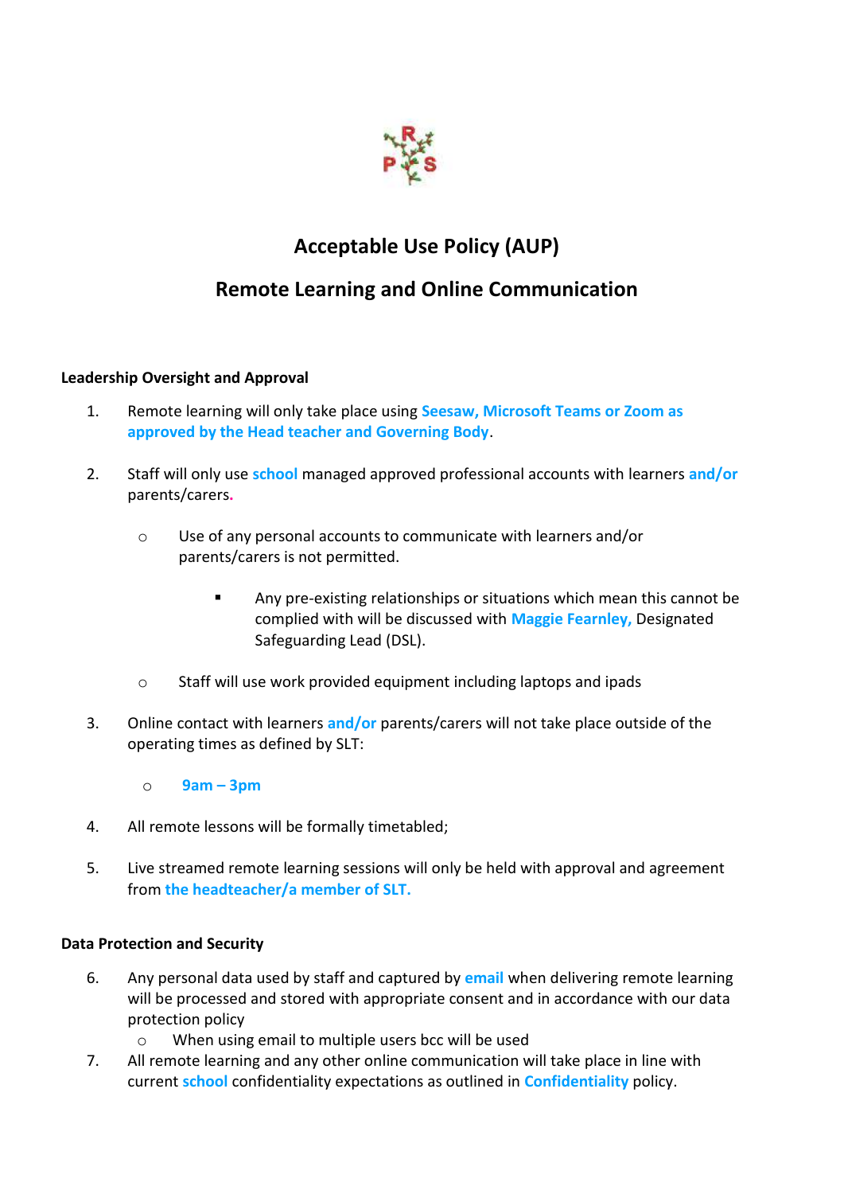# Acceptable Use Policy (AUP)

## Remote Learning and Online Communication

**Leadership Oversight and Approval**

1. Remote learning will only take place using **Seesaw, Microsoft Teams or Zoom as approved by the Head teacher and Governing Body**.

2. Staff will only use **school** managed approved professional accounts with learners **and/or** parents/carers.
   - Use of any personal accounts to communicate with learners and/or parents/carers is not permitted.
     - Any pre-existing relationships or situations which mean this cannot be complied with will be discussed with **Maggie Fearnley,** Designated Safeguarding Lead (DSL).
   - Staff will use work provided equipment including laptops and ipads

3. Online contact with learners **and/or** parents/carers will not take place outside of the operating times as defined by SLT:
   - **9am – 3pm**

4. All remote lessons will be formally timetabled;

5. Live streamed remote learning sessions will only be held with approval and agreement from **the headteacher/a member of SLT.**

**Data Protection and Security**

6. Any personal data used by staff and captured by **email** when delivering remote learning will be processed and stored with appropriate consent and in accordance with our data protection policy
   - When using email to multiple users bcc will be used
7. All remote learning and any other online communication will take place in line with current **school** confidentiality expectations as outlined in **Confidentiality** policy.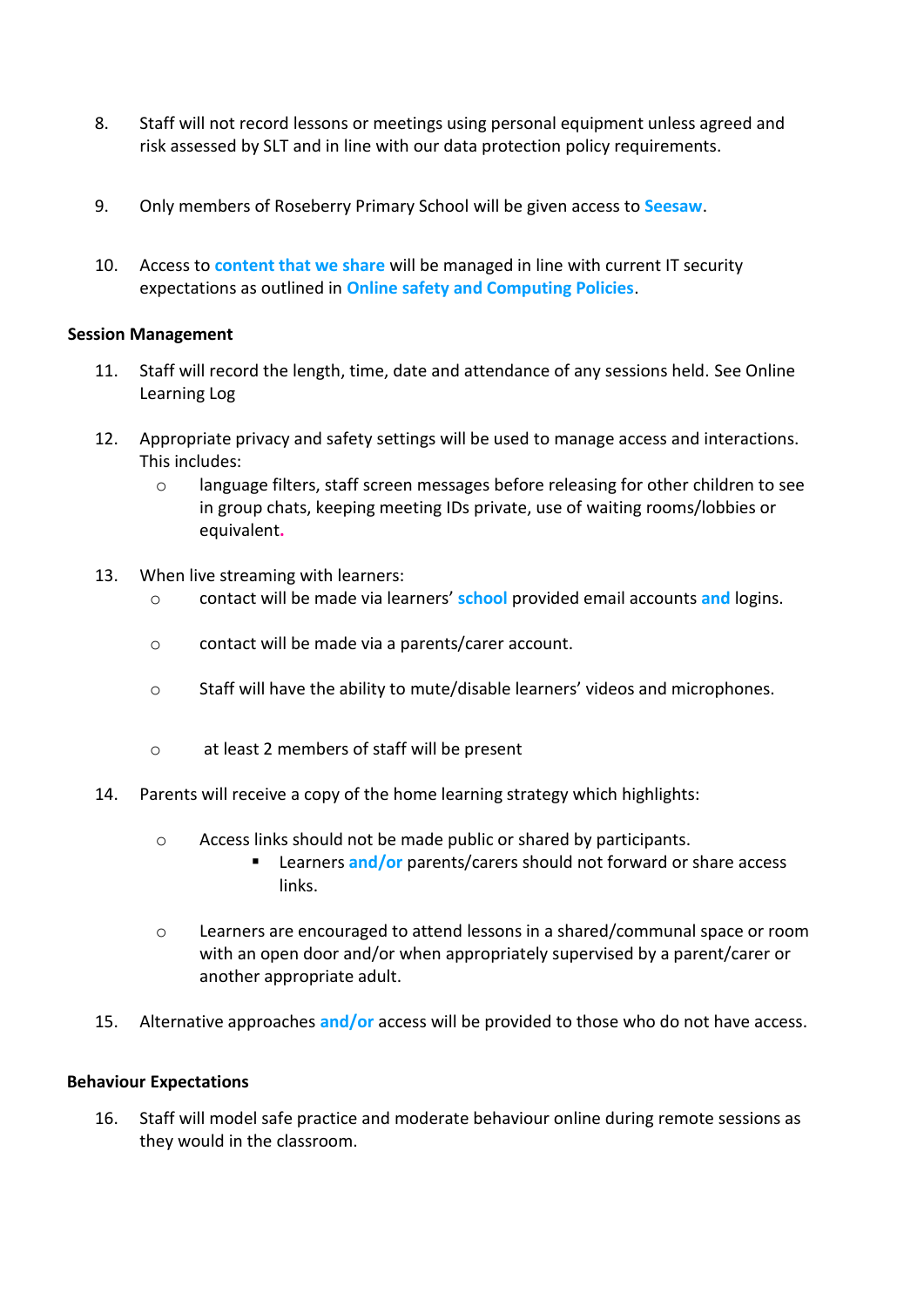8. Staff will not record lessons or meetings using personal equipment unless agreed and risk assessed by SLT and in line with our data protection policy requirements.

9. Only members of Roseberry Primary School will be given access to **Seesaw**.

10. Access to **content that we share** will be managed in line with current IT security expectations as outlined in **Online safety and Computing Policies**.

**Session Management**

11. Staff will record the length, time, date and attendance of any sessions held. See Online Learning Log

12. Appropriate privacy and safety settings will be used to manage access and interactions. This includes:
    - language filters, staff screen messages before releasing for other children to see in group chats, keeping meeting IDs private, use of waiting rooms/lobbies or equivalent.

13. When live streaming with learners:
    - contact will be made via learners' **school** provided email accounts **and** logins.
    - contact will be made via a parents/carer account.
    - Staff will have the ability to mute/disable learners' videos and microphones.
    - at least 2 members of staff will be present

14. Parents will receive a copy of the home learning strategy which highlights:
    - Access links should not be made public or shared by participants.
        - Learners **and/or** parents/carers should not forward or share access links.
    - Learners are encouraged to attend lessons in a shared/communal space or room with an open door and/or when appropriately supervised by a parent/carer or another appropriate adult.

15. Alternative approaches **and/or** access will be provided to those who do not have access.

**Behaviour Expectations**

16. Staff will model safe practice and moderate behaviour online during remote sessions as they would in the classroom.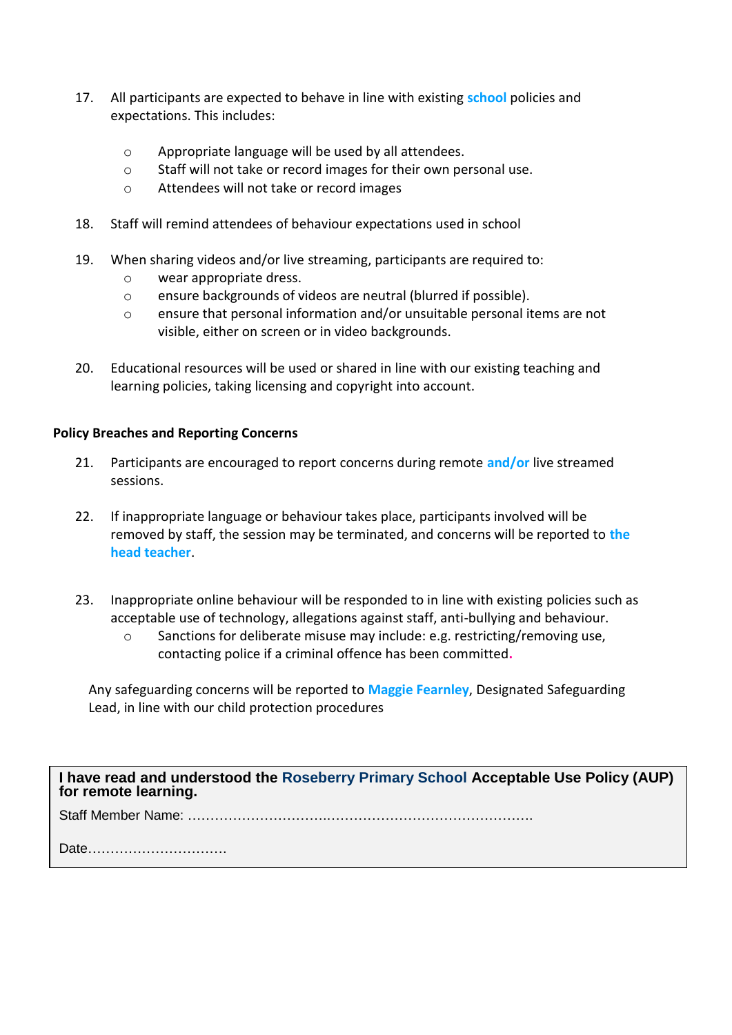17. All participants are expected to behave in line with existing **school** policies and expectations. This includes:

    - Appropriate language will be used by all attendees.
    - Staff will not take or record images for their own personal use.
    - Attendees will not take or record images

18. Staff will remind attendees of behaviour expectations used in school

19. When sharing videos and/or live streaming, participants are required to:
    - wear appropriate dress.
    - ensure backgrounds of videos are neutral (blurred if possible).
    - ensure that personal information and/or unsuitable personal items are not visible, either on screen or in video backgrounds.

20. Educational resources will be used or shared in line with our existing teaching and learning policies, taking licensing and copyright into account.

**Policy Breaches and Reporting Concerns**

21. Participants are encouraged to report concerns during remote **and/or** live streamed sessions.

22. If inappropriate language or behaviour takes place, participants involved will be removed by staff, the session may be terminated, and concerns will be reported to **the head teacher**.

23. Inappropriate online behaviour will be responded to in line with existing policies such as acceptable use of technology, allegations against staff, anti-bullying and behaviour.
    - Sanctions for deliberate misuse may include: e.g. restricting/removing use, contacting police if a criminal offence has been committed.

Any safeguarding concerns will be reported to **Maggie Fearnley**, Designated Safeguarding Lead, in line with our child protection procedures

**I have read and understood the Roseberry Primary School Acceptable Use Policy (AUP) for remote learning.**

Staff Member Name: ………………………….………………………………………….

Date…………………………..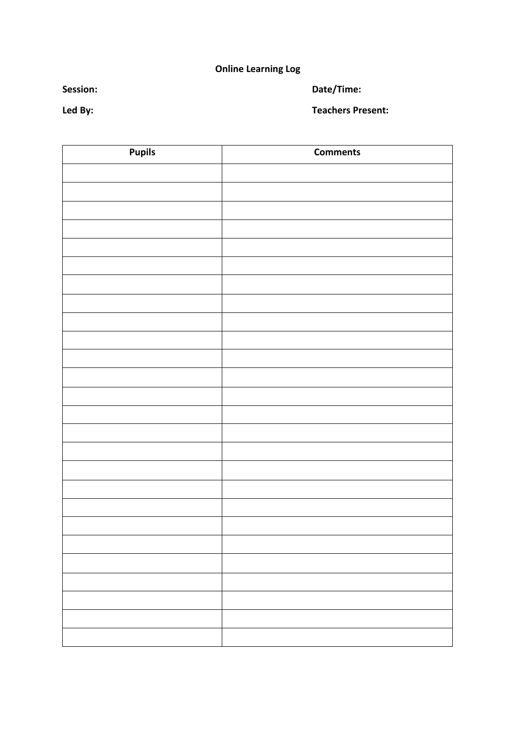**Online Learning Log**

**Session:** **Date/Time:**

**Led By:** **Teachers Present:**

| Pupils | Comments |
|---|---|
| | |
| | |
| | |
| | |
| | |
| | |
| | |
| | |
| | |
| | |
| | |
| | |
| | |
| | |
| | |
| | |
| | |
| | |
| | |
| | |
| | |
| | |
| | |
| | |
| | |
| | |